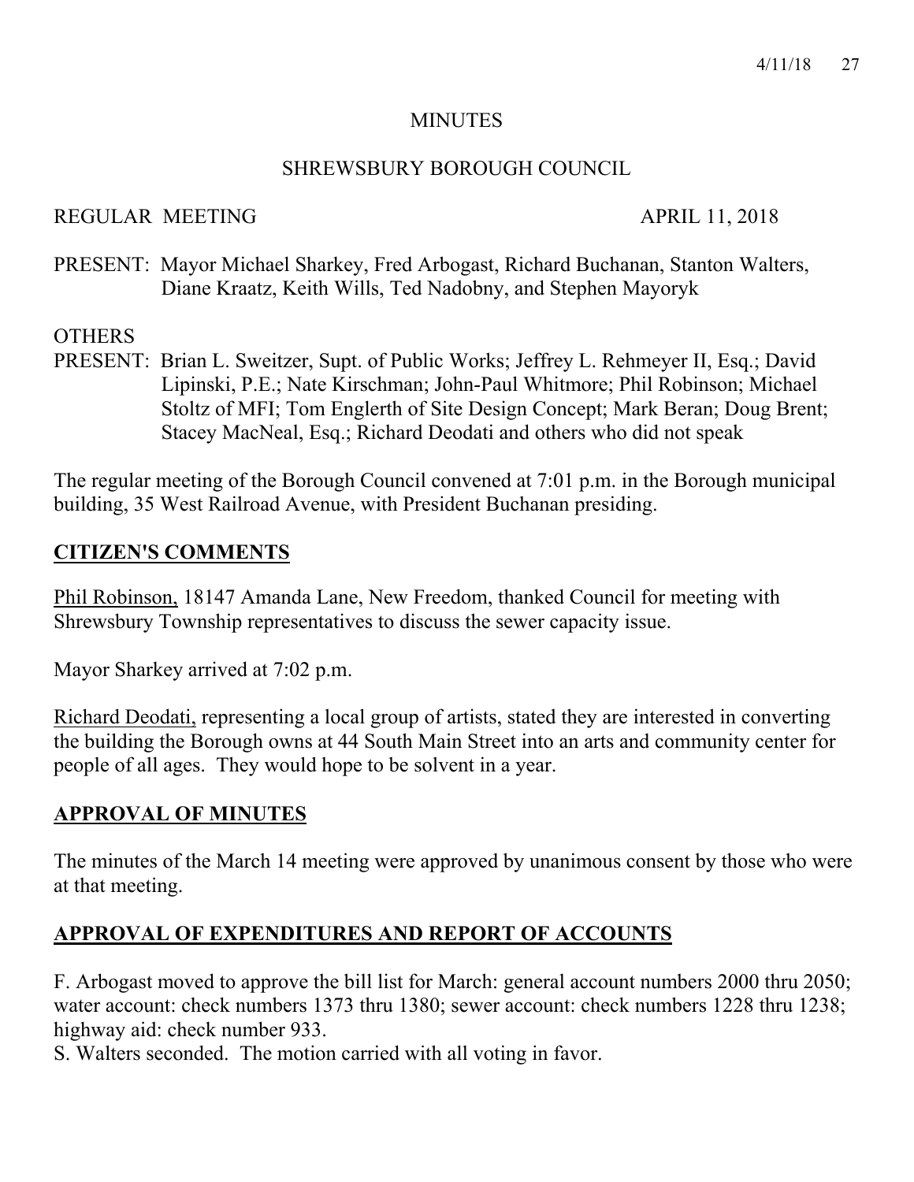# MINUTES

## SHREWSBURY BOROUGH COUNCIL

REGULAR MEETING APRIL 11, 2018

PRESENT: Mayor Michael Sharkey, Fred Arbogast, Richard Buchanan, Stanton Walters, Diane Kraatz, Keith Wills, Ted Nadobny, and Stephen Mayoryk

OTHERS
PRESENT: Brian L. Sweitzer, Supt. of Public Works; Jeffrey L. Rehmeyer II, Esq.; David Lipinski, P.E.; Nate Kirschman; John-Paul Whitmore; Phil Robinson; Michael Stoltz of MFI; Tom Englerth of Site Design Concept; Mark Beran; Doug Brent; Stacey MacNeal, Esq.; Richard Deodati and others who did not speak

The regular meeting of the Borough Council convened at 7:01 p.m. in the Borough municipal building, 35 West Railroad Avenue, with President Buchanan presiding.

## CITIZEN'S COMMENTS

Phil Robinson, 18147 Amanda Lane, New Freedom, thanked Council for meeting with Shrewsbury Township representatives to discuss the sewer capacity issue.

Mayor Sharkey arrived at 7:02 p.m.

Richard Deodati, representing a local group of artists, stated they are interested in converting the building the Borough owns at 44 South Main Street into an arts and community center for people of all ages. They would hope to be solvent in a year.

## APPROVAL OF MINUTES

The minutes of the March 14 meeting were approved by unanimous consent by those who were at that meeting.

## APPROVAL OF EXPENDITURES AND REPORT OF ACCOUNTS

F. Arbogast moved to approve the bill list for March: general account numbers 2000 thru 2050; water account: check numbers 1373 thru 1380; sewer account: check numbers 1228 thru 1238; highway aid: check number 933.
S. Walters seconded. The motion carried with all voting in favor.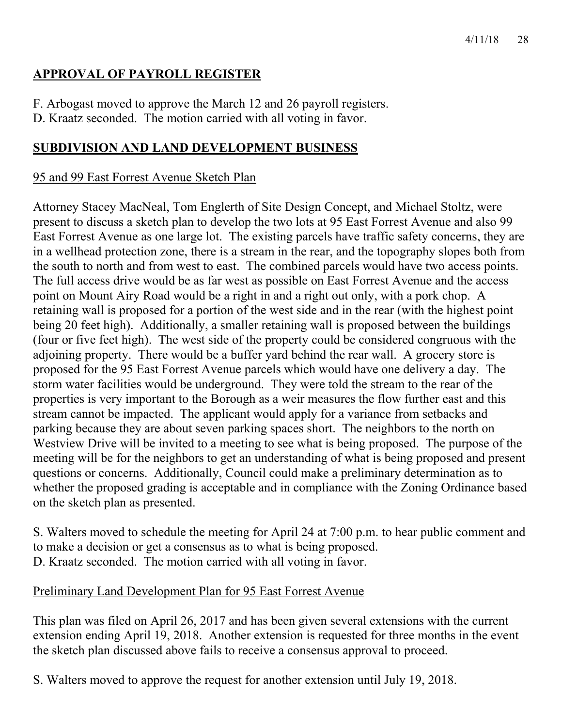## **APPROVAL OF PAYROLL REGISTER**

F. Arbogast moved to approve the March 12 and 26 payroll registers.
D. Kraatz seconded. The motion carried with all voting in favor.

## **SUBDIVISION AND LAND DEVELOPMENT BUSINESS**

### 95 and 99 East Forrest Avenue Sketch Plan

Attorney Stacey MacNeal, Tom Englerth of Site Design Concept, and Michael Stoltz, were present to discuss a sketch plan to develop the two lots at 95 East Forrest Avenue and also 99 East Forrest Avenue as one large lot. The existing parcels have traffic safety concerns, they are in a wellhead protection zone, there is a stream in the rear, and the topography slopes both from the south to north and from west to east. The combined parcels would have two access points. The full access drive would be as far west as possible on East Forrest Avenue and the access point on Mount Airy Road would be a right in and a right out only, with a pork chop. A retaining wall is proposed for a portion of the west side and in the rear (with the highest point being 20 feet high). Additionally, a smaller retaining wall is proposed between the buildings (four or five feet high). The west side of the property could be considered congruous with the adjoining property. There would be a buffer yard behind the rear wall. A grocery store is proposed for the 95 East Forrest Avenue parcels which would have one delivery a day. The storm water facilities would be underground. They were told the stream to the rear of the properties is very important to the Borough as a weir measures the flow further east and this stream cannot be impacted. The applicant would apply for a variance from setbacks and parking because they are about seven parking spaces short. The neighbors to the north on Westview Drive will be invited to a meeting to see what is being proposed. The purpose of the meeting will be for the neighbors to get an understanding of what is being proposed and present questions or concerns. Additionally, Council could make a preliminary determination as to whether the proposed grading is acceptable and in compliance with the Zoning Ordinance based on the sketch plan as presented.

S. Walters moved to schedule the meeting for April 24 at 7:00 p.m. to hear public comment and to make a decision or get a consensus as to what is being proposed.
D. Kraatz seconded. The motion carried with all voting in favor.

### Preliminary Land Development Plan for 95 East Forrest Avenue

This plan was filed on April 26, 2017 and has been given several extensions with the current extension ending April 19, 2018. Another extension is requested for three months in the event the sketch plan discussed above fails to receive a consensus approval to proceed.

S. Walters moved to approve the request for another extension until July 19, 2018.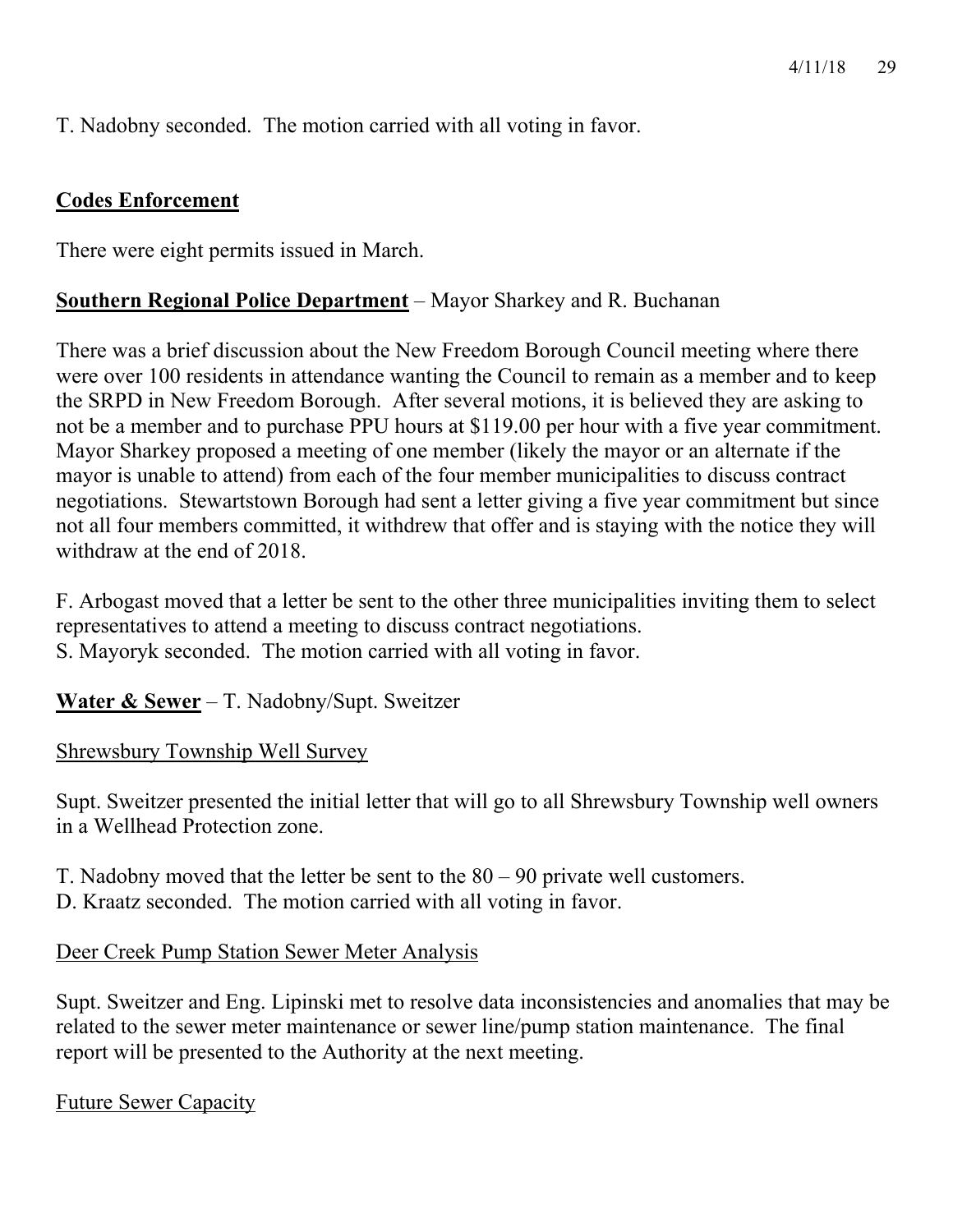T. Nadobny seconded. The motion carried with all voting in favor.

**Codes Enforcement**

There were eight permits issued in March.

**Southern Regional Police Department** – Mayor Sharkey and R. Buchanan

There was a brief discussion about the New Freedom Borough Council meeting where there were over 100 residents in attendance wanting the Council to remain as a member and to keep the SRPD in New Freedom Borough. After several motions, it is believed they are asking to not be a member and to purchase PPU hours at $119.00 per hour with a five year commitment. Mayor Sharkey proposed a meeting of one member (likely the mayor or an alternate if the mayor is unable to attend) from each of the four member municipalities to discuss contract negotiations. Stewartstown Borough had sent a letter giving a five year commitment but since not all four members committed, it withdrew that offer and is staying with the notice they will withdraw at the end of 2018.

F. Arbogast moved that a letter be sent to the other three municipalities inviting them to select representatives to attend a meeting to discuss contract negotiations.
S. Mayoryk seconded. The motion carried with all voting in favor.

**Water & Sewer** – T. Nadobny/Supt. Sweitzer

Shrewsbury Township Well Survey

Supt. Sweitzer presented the initial letter that will go to all Shrewsbury Township well owners in a Wellhead Protection zone.

T. Nadobny moved that the letter be sent to the 80 – 90 private well customers.
D. Kraatz seconded. The motion carried with all voting in favor.

Deer Creek Pump Station Sewer Meter Analysis

Supt. Sweitzer and Eng. Lipinski met to resolve data inconsistencies and anomalies that may be related to the sewer meter maintenance or sewer line/pump station maintenance. The final report will be presented to the Authority at the next meeting.

Future Sewer Capacity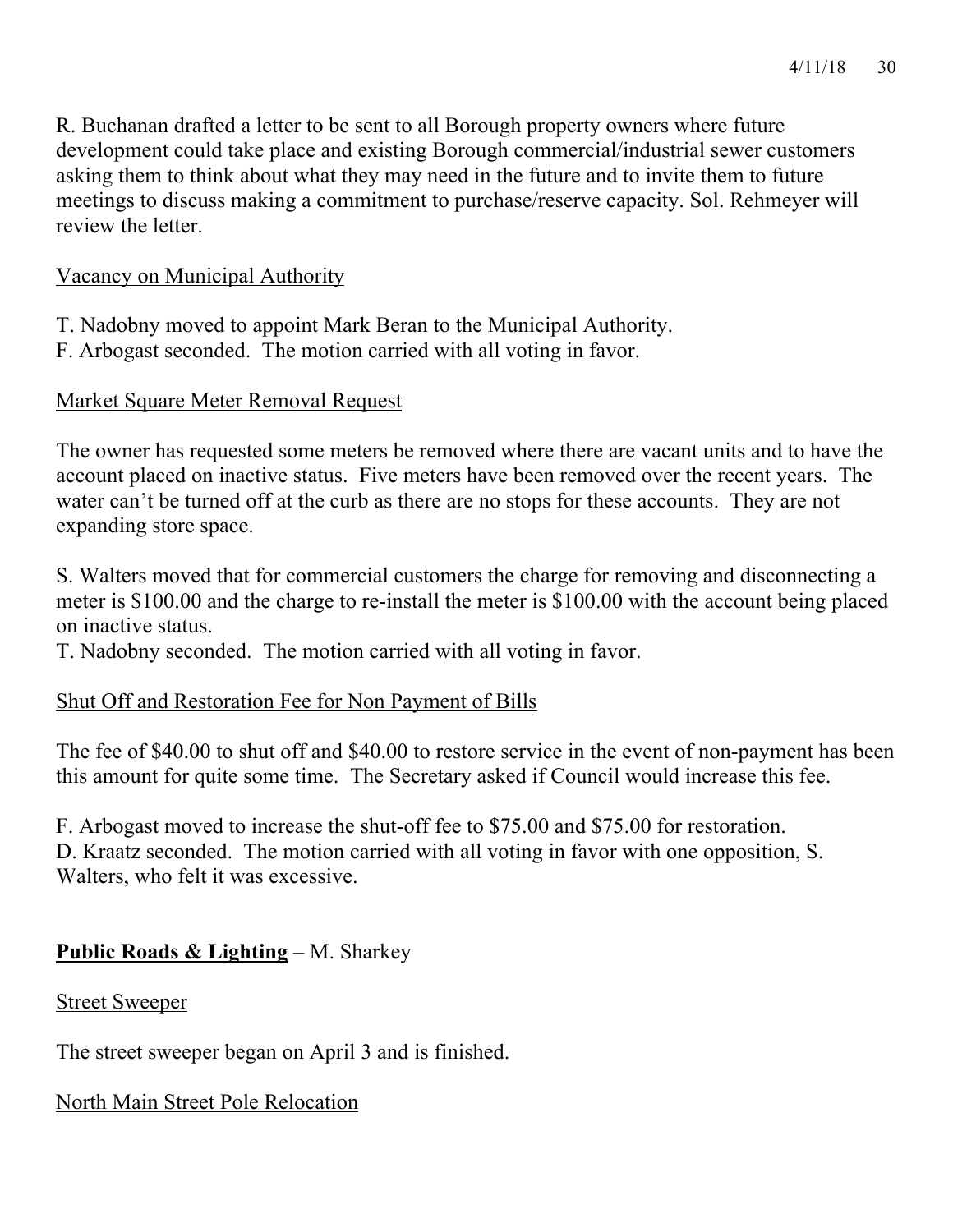R. Buchanan drafted a letter to be sent to all Borough property owners where future development could take place and existing Borough commercial/industrial sewer customers asking them to think about what they may need in the future and to invite them to future meetings to discuss making a commitment to purchase/reserve capacity. Sol. Rehmeyer will review the letter.

Vacancy on Municipal Authority

T. Nadobny moved to appoint Mark Beran to the Municipal Authority.
F. Arbogast seconded. The motion carried with all voting in favor.

Market Square Meter Removal Request

The owner has requested some meters be removed where there are vacant units and to have the account placed on inactive status. Five meters have been removed over the recent years. The water can't be turned off at the curb as there are no stops for these accounts. They are not expanding store space.

S. Walters moved that for commercial customers the charge for removing and disconnecting a meter is $100.00 and the charge to re-install the meter is $100.00 with the account being placed on inactive status.
T. Nadobny seconded. The motion carried with all voting in favor.

Shut Off and Restoration Fee for Non Payment of Bills

The fee of $40.00 to shut off and $40.00 to restore service in the event of non-payment has been this amount for quite some time. The Secretary asked if Council would increase this fee.

F. Arbogast moved to increase the shut-off fee to $75.00 and $75.00 for restoration.
D. Kraatz seconded. The motion carried with all voting in favor with one opposition, S. Walters, who felt it was excessive.

**Public Roads & Lighting** – M. Sharkey

Street Sweeper

The street sweeper began on April 3 and is finished.

North Main Street Pole Relocation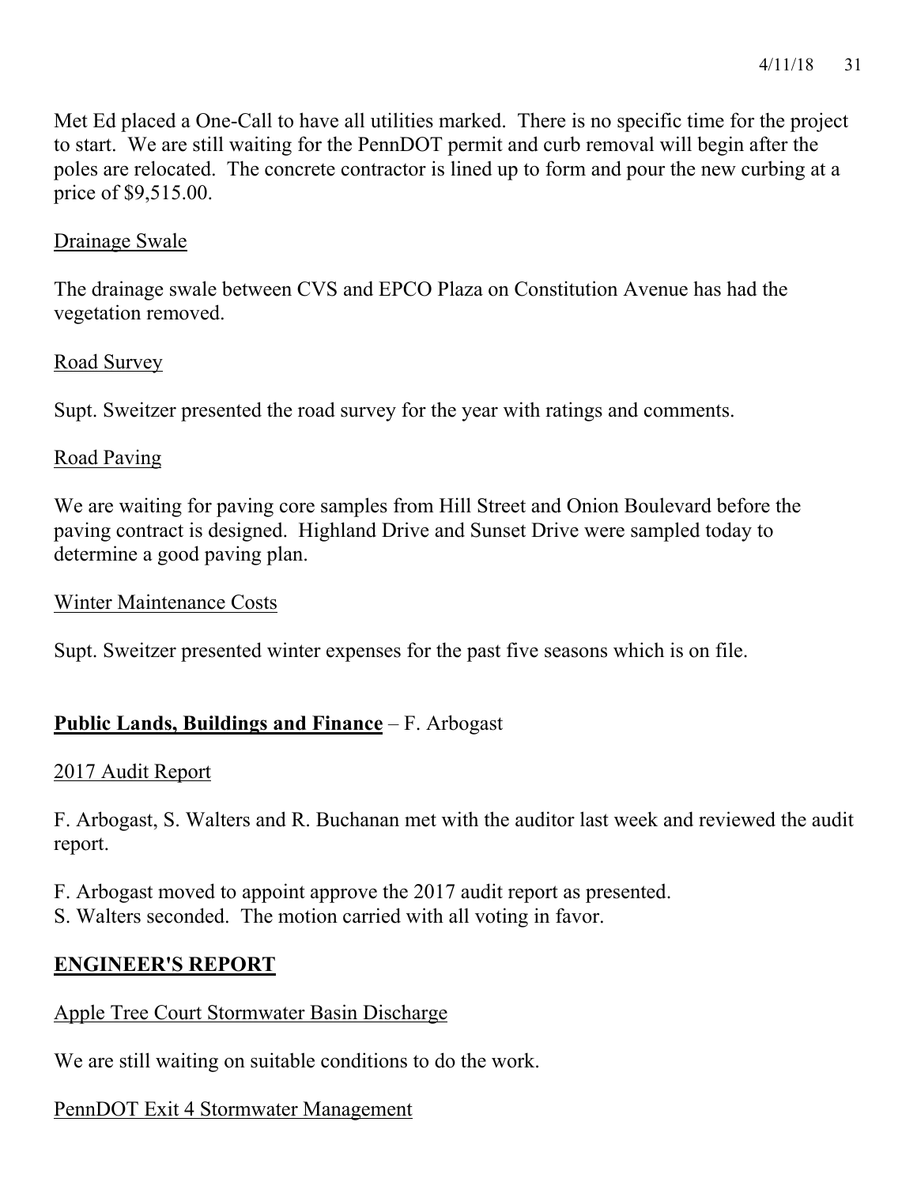Met Ed placed a One-Call to have all utilities marked. There is no specific time for the project to start. We are still waiting for the PennDOT permit and curb removal will begin after the poles are relocated. The concrete contractor is lined up to form and pour the new curbing at a price of $9,515.00.

<u>Drainage Swale</u>

The drainage swale between CVS and EPCO Plaza on Constitution Avenue has had the vegetation removed.

<u>Road Survey</u>

Supt. Sweitzer presented the road survey for the year with ratings and comments.

<u>Road Paving</u>

We are waiting for paving core samples from Hill Street and Onion Boulevard before the paving contract is designed. Highland Drive and Sunset Drive were sampled today to determine a good paving plan.

<u>Winter Maintenance Costs</u>

Supt. Sweitzer presented winter expenses for the past five seasons which is on file.

## **<u>Public Lands, Buildings and Finance</u>** – F. Arbogast

<u>2017 Audit Report</u>

F. Arbogast, S. Walters and R. Buchanan met with the auditor last week and reviewed the audit report.

F. Arbogast moved to appoint approve the 2017 audit report as presented.
S. Walters seconded. The motion carried with all voting in favor.

## **<u>ENGINEER'S REPORT</u>**

<u>Apple Tree Court Stormwater Basin Discharge</u>

We are still waiting on suitable conditions to do the work.

<u>PennDOT Exit 4 Stormwater Management</u>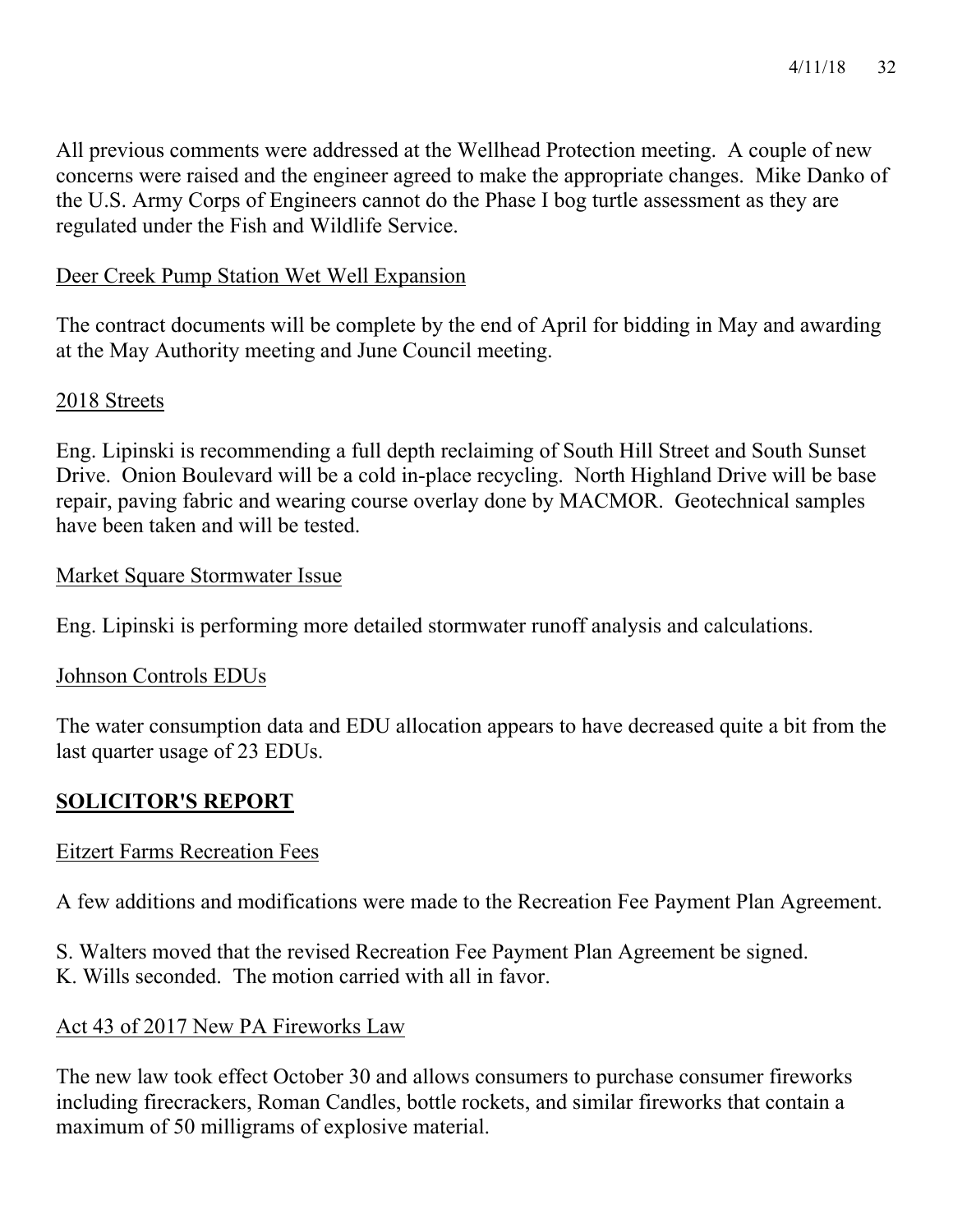All previous comments were addressed at the Wellhead Protection meeting. A couple of new concerns were raised and the engineer agreed to make the appropriate changes. Mike Danko of the U.S. Army Corps of Engineers cannot do the Phase I bog turtle assessment as they are regulated under the Fish and Wildlife Service.

Deer Creek Pump Station Wet Well Expansion

The contract documents will be complete by the end of April for bidding in May and awarding at the May Authority meeting and June Council meeting.

2018 Streets

Eng. Lipinski is recommending a full depth reclaiming of South Hill Street and South Sunset Drive. Onion Boulevard will be a cold in-place recycling. North Highland Drive will be base repair, paving fabric and wearing course overlay done by MACMOR. Geotechnical samples have been taken and will be tested.

Market Square Stormwater Issue

Eng. Lipinski is performing more detailed stormwater runoff analysis and calculations.

Johnson Controls EDUs

The water consumption data and EDU allocation appears to have decreased quite a bit from the last quarter usage of 23 EDUs.

## SOLICITOR'S REPORT

Eitzert Farms Recreation Fees

A few additions and modifications were made to the Recreation Fee Payment Plan Agreement.

S. Walters moved that the revised Recreation Fee Payment Plan Agreement be signed.
K. Wills seconded. The motion carried with all in favor.

Act 43 of 2017 New PA Fireworks Law

The new law took effect October 30 and allows consumers to purchase consumer fireworks including firecrackers, Roman Candles, bottle rockets, and similar fireworks that contain a maximum of 50 milligrams of explosive material.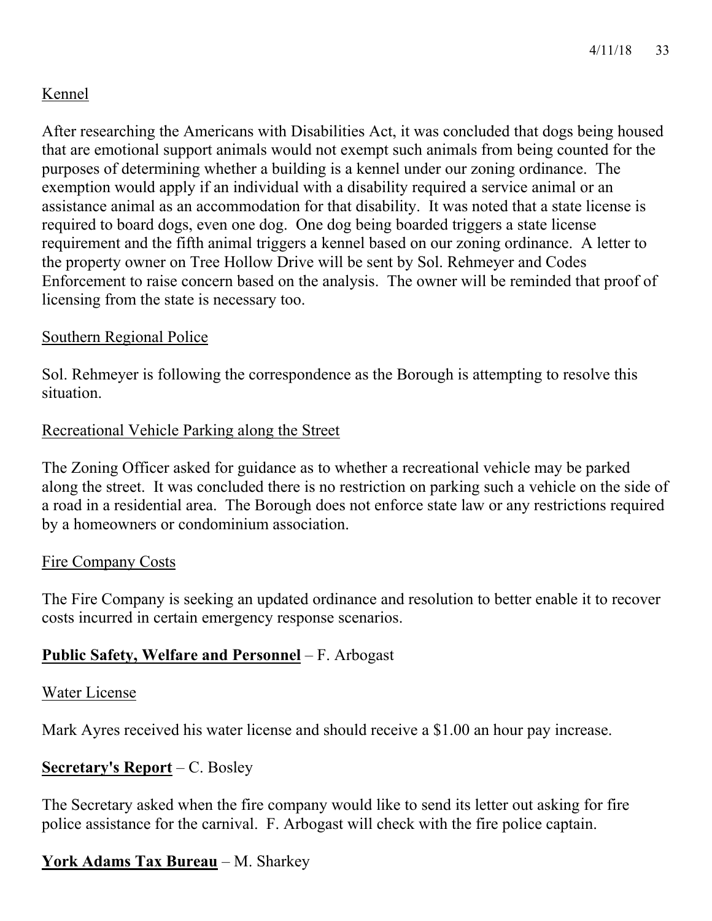Kennel

After researching the Americans with Disabilities Act, it was concluded that dogs being housed that are emotional support animals would not exempt such animals from being counted for the purposes of determining whether a building is a kennel under our zoning ordinance. The exemption would apply if an individual with a disability required a service animal or an assistance animal as an accommodation for that disability. It was noted that a state license is required to board dogs, even one dog. One dog being boarded triggers a state license requirement and the fifth animal triggers a kennel based on our zoning ordinance. A letter to the property owner on Tree Hollow Drive will be sent by Sol. Rehmeyer and Codes Enforcement to raise concern based on the analysis. The owner will be reminded that proof of licensing from the state is necessary too.

Southern Regional Police

Sol. Rehmeyer is following the correspondence as the Borough is attempting to resolve this situation.

Recreational Vehicle Parking along the Street

The Zoning Officer asked for guidance as to whether a recreational vehicle may be parked along the street. It was concluded there is no restriction on parking such a vehicle on the side of a road in a residential area. The Borough does not enforce state law or any restrictions required by a homeowners or condominium association.

Fire Company Costs

The Fire Company is seeking an updated ordinance and resolution to better enable it to recover costs incurred in certain emergency response scenarios.

**Public Safety, Welfare and Personnel** – F. Arbogast

Water License

Mark Ayres received his water license and should receive a $1.00 an hour pay increase.

**Secretary's Report** – C. Bosley

The Secretary asked when the fire company would like to send its letter out asking for fire police assistance for the carnival. F. Arbogast will check with the fire police captain.

**York Adams Tax Bureau** – M. Sharkey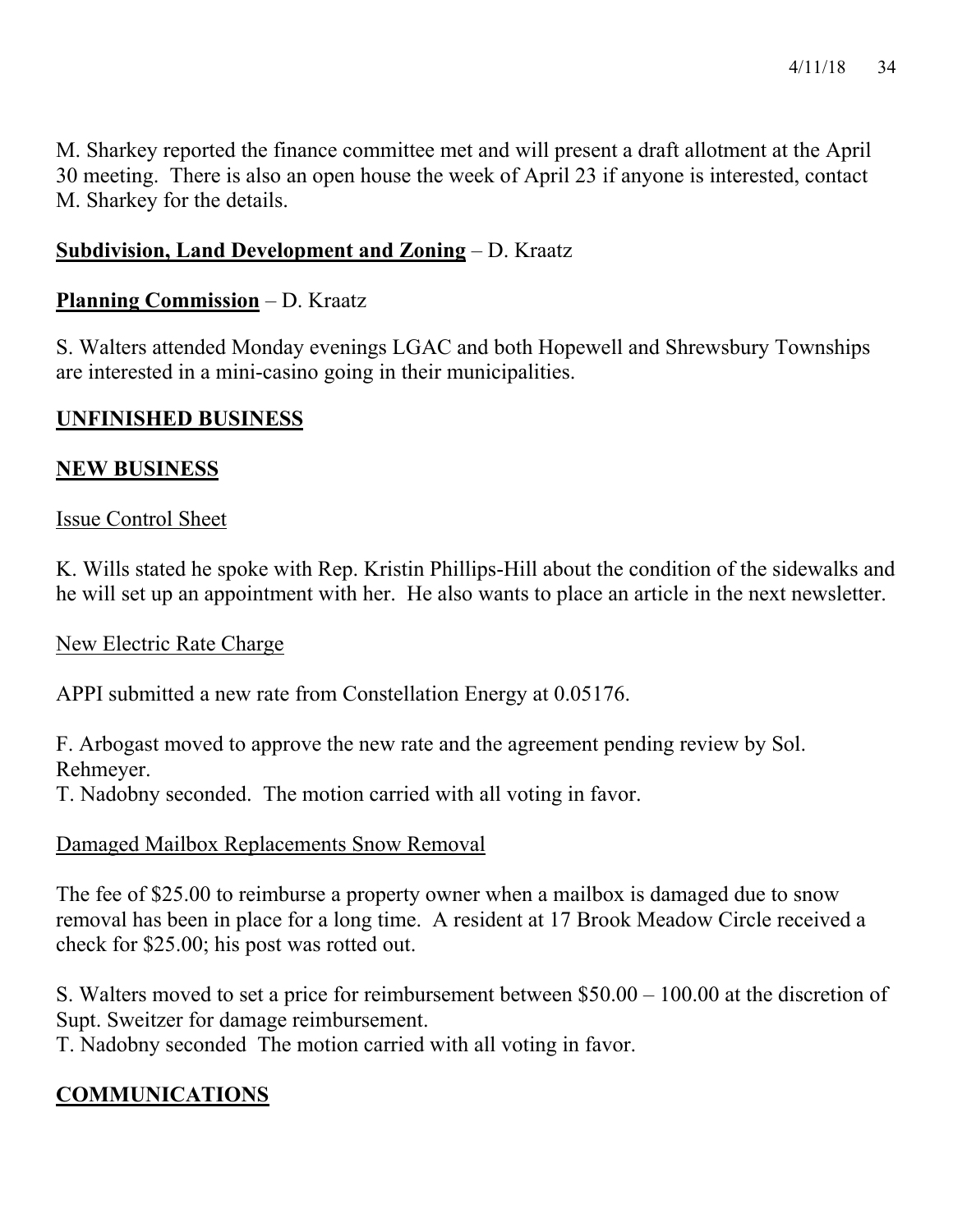M. Sharkey reported the finance committee met and will present a draft allotment at the April 30 meeting. There is also an open house the week of April 23 if anyone is interested, contact M. Sharkey for the details.

**Subdivision, Land Development and Zoning** – D. Kraatz

**Planning Commission** – D. Kraatz

S. Walters attended Monday evenings LGAC and both Hopewell and Shrewsbury Townships are interested in a mini-casino going in their municipalities.

## UNFINISHED BUSINESS

## NEW BUSINESS

Issue Control Sheet

K. Wills stated he spoke with Rep. Kristin Phillips-Hill about the condition of the sidewalks and he will set up an appointment with her. He also wants to place an article in the next newsletter.

New Electric Rate Charge

APPI submitted a new rate from Constellation Energy at 0.05176.

F. Arbogast moved to approve the new rate and the agreement pending review by Sol. Rehmeyer.
T. Nadobny seconded. The motion carried with all voting in favor.

Damaged Mailbox Replacements Snow Removal

The fee of $25.00 to reimburse a property owner when a mailbox is damaged due to snow removal has been in place for a long time. A resident at 17 Brook Meadow Circle received a check for $25.00; his post was rotted out.

S. Walters moved to set a price for reimbursement between $50.00 – 100.00 at the discretion of Supt. Sweitzer for damage reimbursement.
T. Nadobny seconded The motion carried with all voting in favor.

## COMMUNICATIONS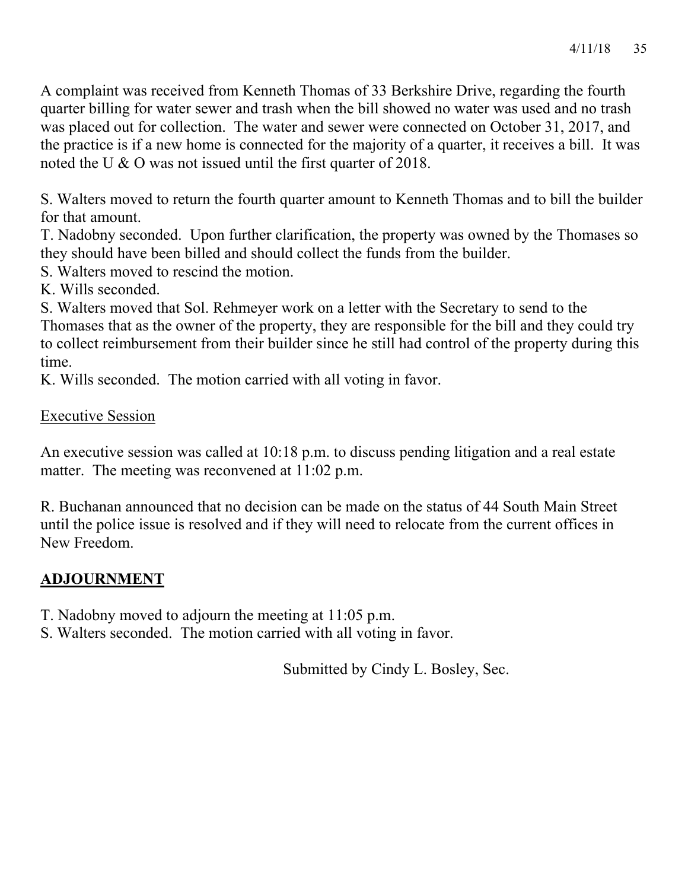A complaint was received from Kenneth Thomas of 33 Berkshire Drive, regarding the fourth quarter billing for water sewer and trash when the bill showed no water was used and no trash was placed out for collection. The water and sewer were connected on October 31, 2017, and the practice is if a new home is connected for the majority of a quarter, it receives a bill. It was noted the U & O was not issued until the first quarter of 2018.

S. Walters moved to return the fourth quarter amount to Kenneth Thomas and to bill the builder for that amount.
T. Nadobny seconded. Upon further clarification, the property was owned by the Thomases so they should have been billed and should collect the funds from the builder.
S. Walters moved to rescind the motion.
K. Wills seconded.
S. Walters moved that Sol. Rehmeyer work on a letter with the Secretary to send to the Thomases that as the owner of the property, they are responsible for the bill and they could try to collect reimbursement from their builder since he still had control of the property during this time.
K. Wills seconded. The motion carried with all voting in favor.

Executive Session

An executive session was called at 10:18 p.m. to discuss pending litigation and a real estate matter. The meeting was reconvened at 11:02 p.m.

R. Buchanan announced that no decision can be made on the status of 44 South Main Street until the police issue is resolved and if they will need to relocate from the current offices in New Freedom.

## ADJOURNMENT

T. Nadobny moved to adjourn the meeting at 11:05 p.m.
S. Walters seconded. The motion carried with all voting in favor.

Submitted by Cindy L. Bosley, Sec.